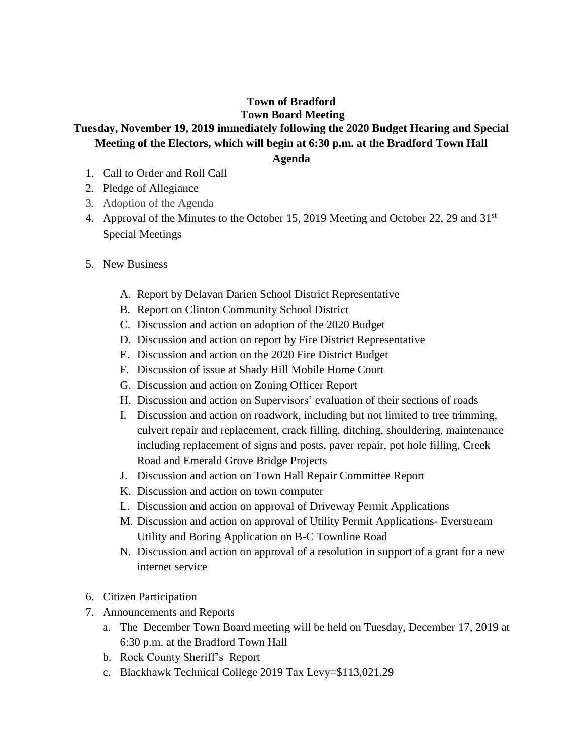**Town of Bradford**

**Town Board Meeting**

**Tuesday, November 19, 2019 immediately following the 2020 Budget Hearing and Special Meeting of the Electors, which will begin at 6:30 p.m. at the Bradford Town Hall**

**Agenda**

1. Call to Order and Roll Call
2. Pledge of Allegiance
3. Adoption of the Agenda
4. Approval of the Minutes to the October 15, 2019 Meeting and October 22, 29 and 31st Special Meetings
5. New Business
   - A. Report by Delavan Darien School District Representative
   - B. Report on Clinton Community School District
   - C. Discussion and action on adoption of the 2020 Budget
   - D. Discussion and action on report by Fire District Representative
   - E. Discussion and action on the 2020 Fire District Budget
   - F. Discussion of issue at Shady Hill Mobile Home Court
   - G. Discussion and action on Zoning Officer Report
   - H. Discussion and action on Supervisors' evaluation of their sections of roads
   - I. Discussion and action on roadwork, including but not limited to tree trimming, culvert repair and replacement, crack filling, ditching, shouldering, maintenance including replacement of signs and posts, paver repair, pot hole filling, Creek Road and Emerald Grove Bridge Projects
   - J. Discussion and action on Town Hall Repair Committee Report
   - K. Discussion and action on town computer
   - L. Discussion and action on approval of Driveway Permit Applications
   - M. Discussion and action on approval of Utility Permit Applications- Everstream Utility and Boring Application on B-C Townline Road
   - N. Discussion and action on approval of a resolution in support of a grant for a new internet service
6. Citizen Participation
7. Announcements and Reports
   - a. The December Town Board meeting will be held on Tuesday, December 17, 2019 at 6:30 p.m. at the Bradford Town Hall
   - b. Rock County Sheriff's Report
   - c. Blackhawk Technical College 2019 Tax Levy=$113,021.29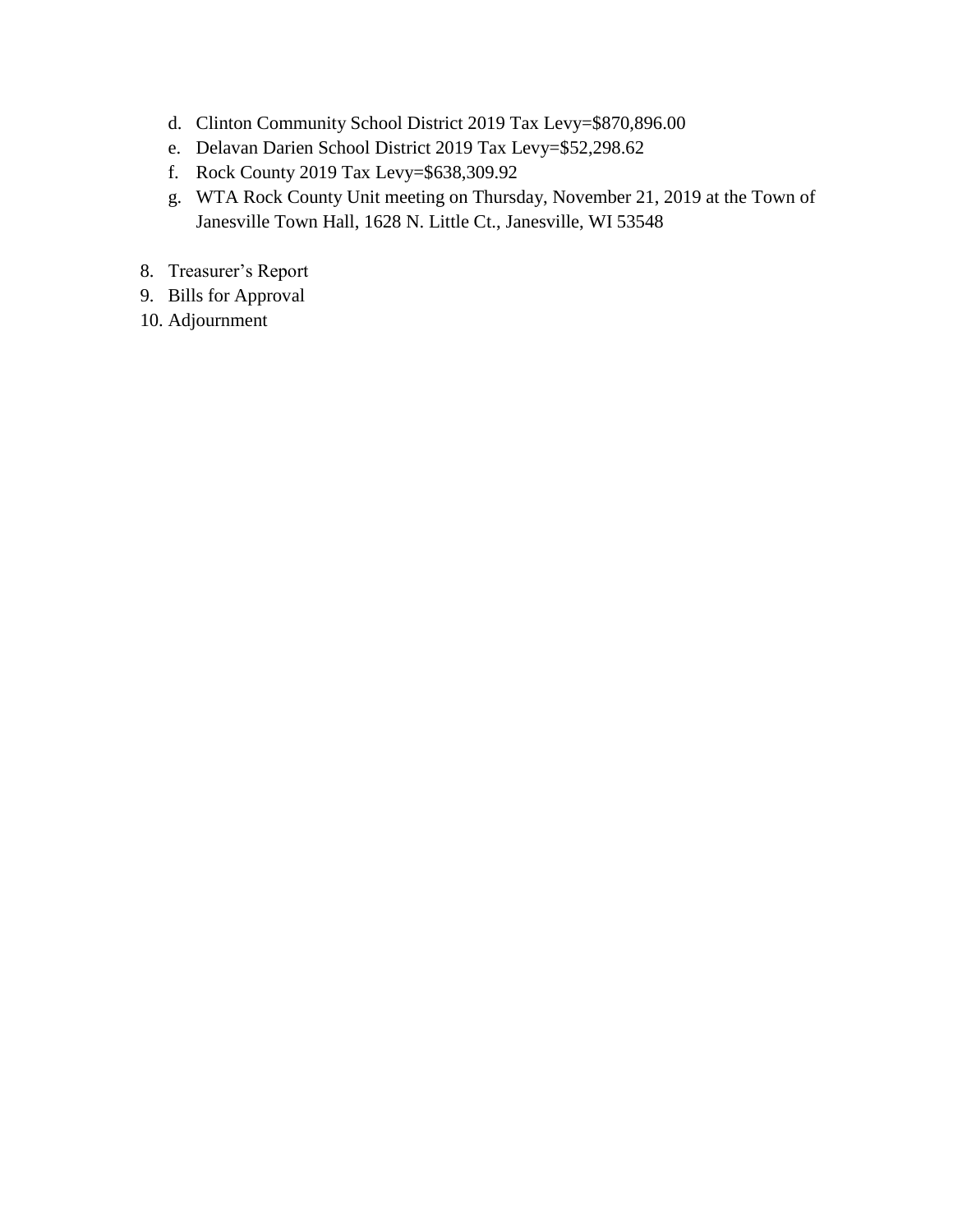d. Clinton Community School District 2019 Tax Levy=$870,896.00
   e. Delavan Darien School District 2019 Tax Levy=$52,298.62
   f. Rock County 2019 Tax Levy=$638,309.92
   g. WTA Rock County Unit meeting on Thursday, November 21, 2019 at the Town of Janesville Town Hall, 1628 N. Little Ct., Janesville, WI 53548

8. Treasurer's Report
9. Bills for Approval
10. Adjournment